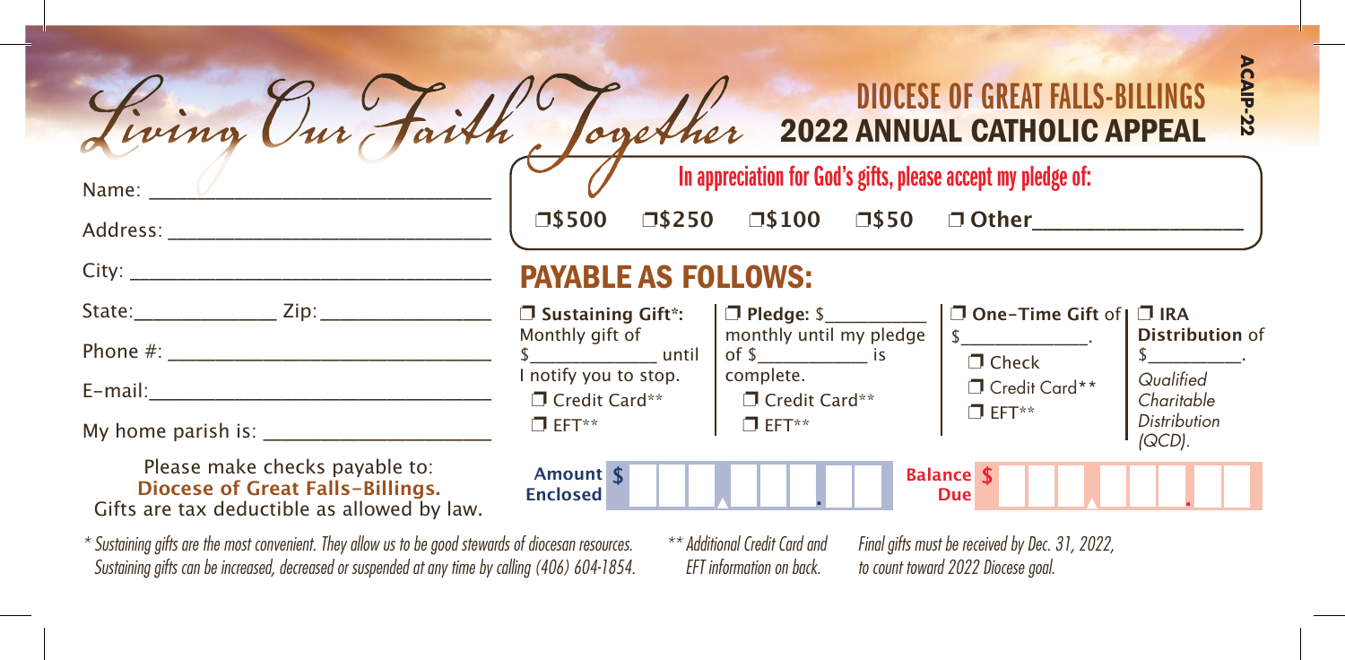# Living Our Faith Together

## DIOCESE OF GREAT FALLS-BILLINGS
## 2022 ANNUAL CATHOLIC APPEAL

ACAIP-22

Name: ______________________________

Address: ______________________________

City: ______________________________

State: ______________ Zip: ________________

Phone #: ______________________________

E-mail: ______________________________

My home parish is: ______________________

Please make checks payable to:
**Diocese of Great Falls-Billings.**
Gifts are tax deductible as allowed by law.

**In appreciation for God's gifts, please accept my pledge of:**

❒ $500 ❒ $250 ❒ $100 ❒ $50 ❒ Other________________

## PAYABLE AS FOLLOWS:

❒ **Sustaining Gift***: Monthly gift of $____________ until I notify you to stop.
- ❒ Credit Card**
- ❒ EFT**

❒ **Pledge:** $__________ monthly until my pledge of $__________ is complete.
- ❒ Credit Card**
- ❒ EFT**

❒ **One-Time Gift** of $____________.
- ❒ Check
- ❒ Credit Card**
- ❒ EFT**

❒ **IRA Distribution** of $__________.
*Qualified Charitable Distribution (QCD).*

**Amount Enclosed** $ ______ . ___

**Balance Due** $ ______ . ___

*\* Sustaining gifts are the most convenient. They allow us to be good stewards of diocesan resources. Sustaining gifts can be increased, decreased or suspended at any time by calling (406) 604-1854.*

*\*\* Additional Credit Card and EFT information on back.*

*Final gifts must be received by Dec. 31, 2022, to count toward 2022 Diocese goal.*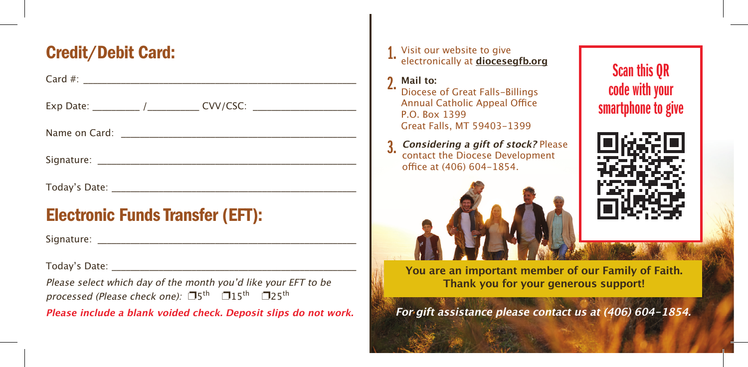## Credit/Debit Card:

Card #: \_\_\_\_\_\_\_\_\_\_\_\_\_\_\_\_\_\_\_\_\_\_\_\_\_\_\_\_\_\_\_\_\_\_\_\_\_\_\_\_\_\_\_\_\_\_\_\_

Exp Date: \_\_\_\_\_\_\_\_\_ / \_\_\_\_\_\_\_\_\_\_ CVV/CSC: \_\_\_\_\_\_\_\_\_\_\_\_\_\_\_\_\_\_\_\_

Name on Card: \_\_\_\_\_\_\_\_\_\_\_\_\_\_\_\_\_\_\_\_\_\_\_\_\_\_\_\_\_\_\_\_\_\_\_\_\_\_\_\_\_\_\_\_

Signature: \_\_\_\_\_\_\_\_\_\_\_\_\_\_\_\_\_\_\_\_\_\_\_\_\_\_\_\_\_\_\_\_\_\_\_\_\_\_\_\_\_\_\_\_\_\_\_\_\_

Today's Date: \_\_\_\_\_\_\_\_\_\_\_\_\_\_\_\_\_\_\_\_\_\_\_\_\_\_\_\_\_\_\_\_\_\_\_\_\_\_\_\_\_\_\_\_\_\_

## Electronic Funds Transfer (EFT):

Signature: \_\_\_\_\_\_\_\_\_\_\_\_\_\_\_\_\_\_\_\_\_\_\_\_\_\_\_\_\_\_\_\_\_\_\_\_\_\_\_\_\_\_\_\_\_\_\_\_\_

Today's Date: \_\_\_\_\_\_\_\_\_\_\_\_\_\_\_\_\_\_\_\_\_\_\_\_\_\_\_\_\_\_\_\_\_\_\_\_\_\_\_\_\_\_\_\_\_\_

*Please select which day of the month you'd like your EFT to be processed (Please check one):* ❒ 5th ❒ 15th ❒ 25th

***Please include a blank voided check. Deposit slips do not work.***

1. Visit our website to give electronically at **diocesegfb.org**
2. **Mail to:**
   Diocese of Great Falls-Billings
   Annual Catholic Appeal Office
   P.O. Box 1399
   Great Falls, MT 59403-1399
3. ***Considering a gift of stock?*** Please contact the Diocese Development office at (406) 604-1854.

**Scan this QR code with your smartphone to give**

**You are an important member of our Family of Faith. Thank you for your generous support!**

***For gift assistance please contact us at (406) 604-1854.***